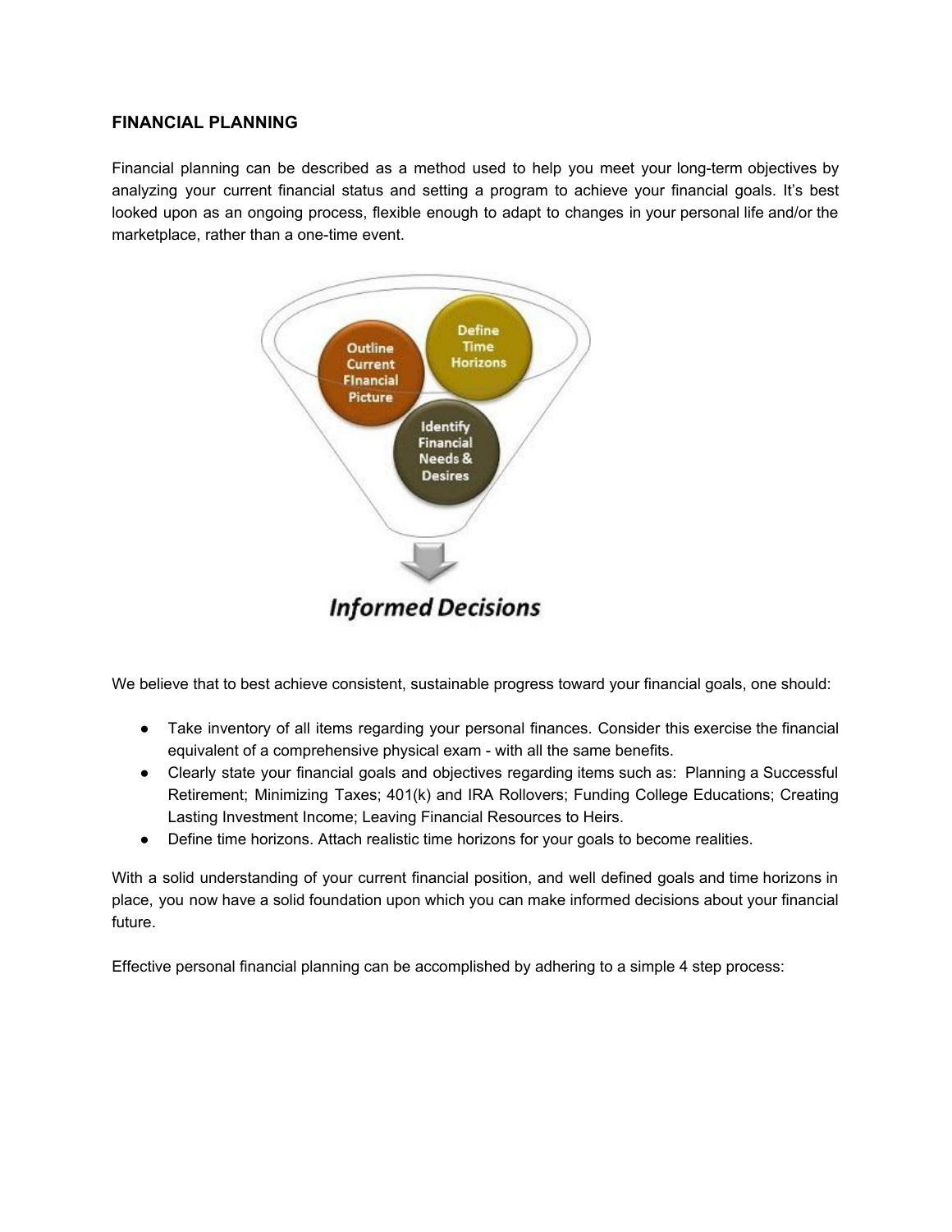## FINANCIAL PLANNING

Financial planning can be described as a method used to help you meet your long-term objectives by analyzing your current financial status and setting a program to achieve your financial goals. It's best looked upon as an ongoing process, flexible enough to adapt to changes in your personal life and/or the marketplace, rather than a one-time event.

Outline Current Financial Picture

Define Time Horizons

Identify Financial Needs & Desires

*Informed Decisions*

We believe that to best achieve consistent, sustainable progress toward your financial goals, one should:

- Take inventory of all items regarding your personal finances. Consider this exercise the financial equivalent of a comprehensive physical exam - with all the same benefits.
- Clearly state your financial goals and objectives regarding items such as: Planning a Successful Retirement; Minimizing Taxes; 401(k) and IRA Rollovers; Funding College Educations; Creating Lasting Investment Income; Leaving Financial Resources to Heirs.
- Define time horizons. Attach realistic time horizons for your goals to become realities.

With a solid understanding of your current financial position, and well defined goals and time horizons in place, you now have a solid foundation upon which you can make informed decisions about your financial future.

Effective personal financial planning can be accomplished by adhering to a simple 4 step process: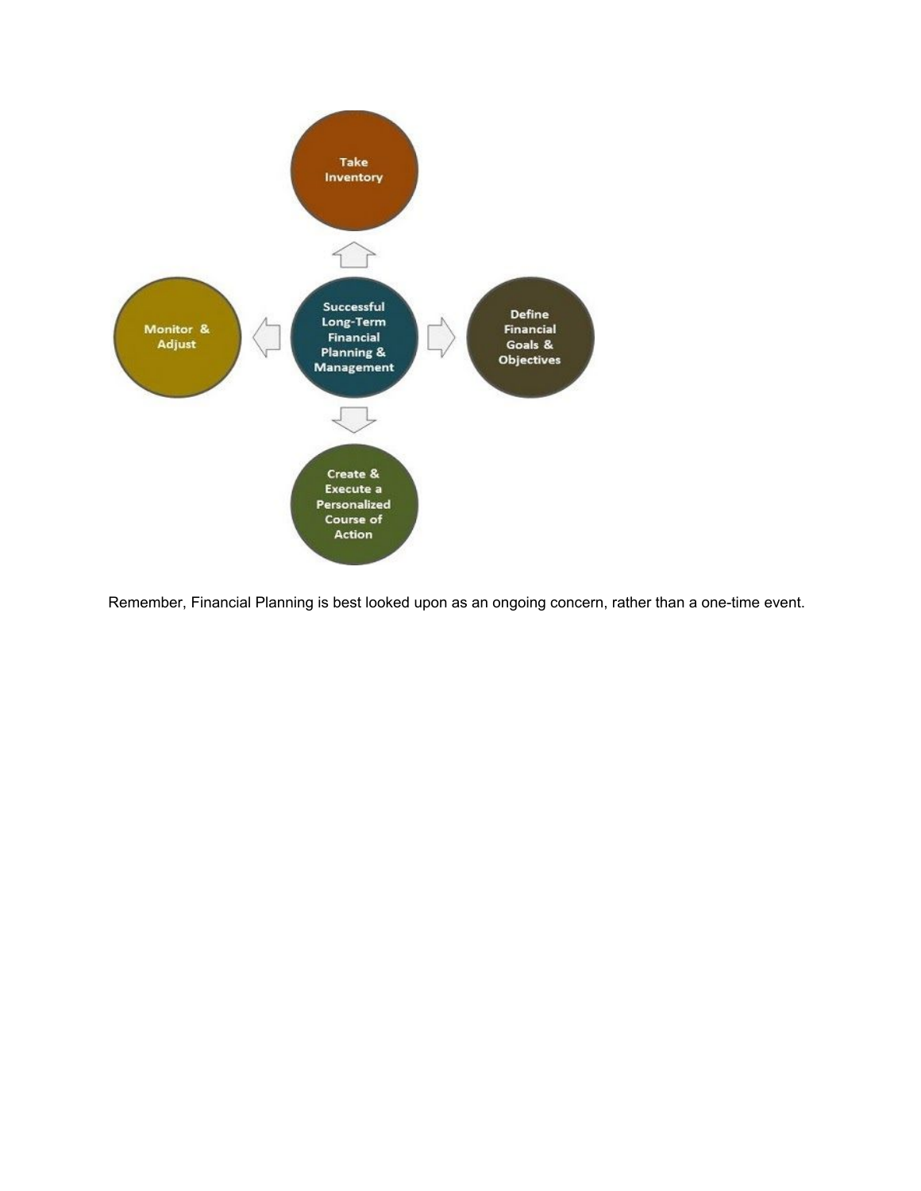Take Inventory

Monitor & Adjust

Successful Long-Term Financial Planning & Management

Define Financial Goals & Objectives

Create & Execute a Personalized Course of Action

Remember, Financial Planning is best looked upon as an ongoing concern, rather than a one-time event.